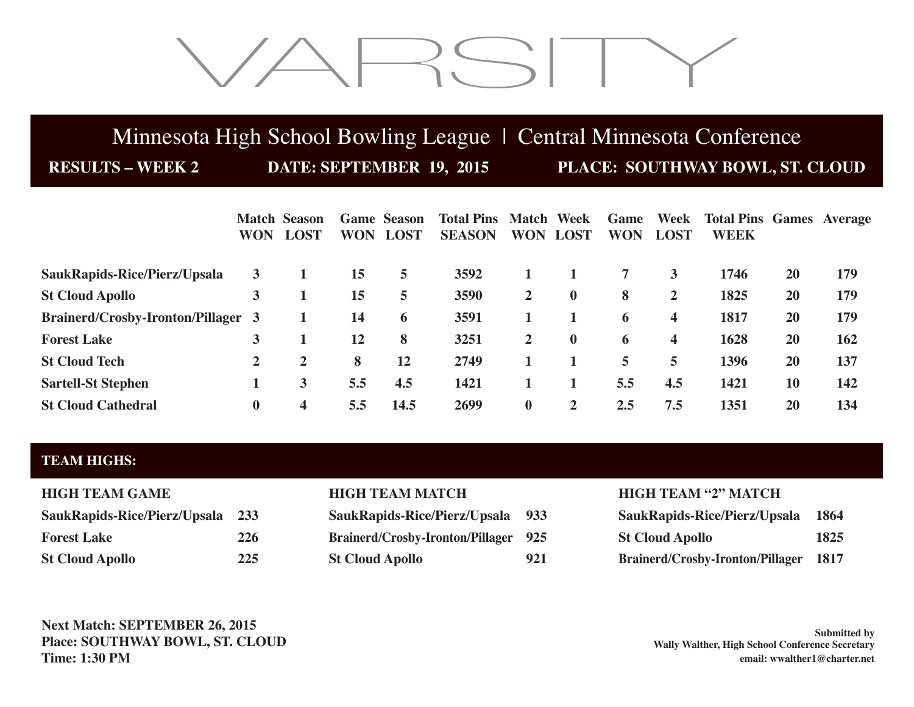# VARSITY

## Minnesota High School Bowling League | Central Minnesota Conference

**RESULTS – WEEK 2** **DATE: SEPTEMBER 19, 2015** **PLACE: SOUTHWAY BOWL, ST. CLOUD**

| | Match WON | Season LOST | Game WON | Season LOST | Total Pins SEASON | Match WON | Week LOST | Game WON | Week LOST | Total Pins WEEK | Games | Average |
|---|---|---|---|---|---|---|---|---|---|---|---|---|
| **SaukRapids-Rice/Pierz/Upsala** | 3 | 1 | 15 | 5 | 3592 | 1 | 1 | 7 | 3 | 1746 | 20 | 179 |
| **St Cloud Apollo** | 3 | 1 | 15 | 5 | 3590 | 2 | 0 | 8 | 2 | 1825 | 20 | 179 |
| **Brainerd/Crosby-Ironton/Pillager** | 3 | 1 | 14 | 6 | 3591 | 1 | 1 | 6 | 4 | 1817 | 20 | 179 |
| **Forest Lake** | 3 | 1 | 12 | 8 | 3251 | 2 | 0 | 6 | 4 | 1628 | 20 | 162 |
| **St Cloud Tech** | 2 | 2 | 8 | 12 | 2749 | 1 | 1 | 5 | 5 | 1396 | 20 | 137 |
| **Sartell-St Stephen** | 1 | 3 | 5.5 | 4.5 | 1421 | 1 | 1 | 5.5 | 4.5 | 1421 | 10 | 142 |
| **St Cloud Cathedral** | 0 | 4 | 5.5 | 14.5 | 2699 | 0 | 2 | 2.5 | 7.5 | 1351 | 20 | 134 |

### TEAM HIGHS:

**HIGH TEAM GAME**

| | |
|---|---|
| SaukRapids-Rice/Pierz/Upsala | 233 |
| Forest Lake | 226 |
| St Cloud Apollo | 225 |

**HIGH TEAM MATCH**

| | |
|---|---|
| SaukRapids-Rice/Pierz/Upsala | 933 |
| Brainerd/Crosby-Ironton/Pillager | 925 |
| St Cloud Apollo | 921 |

**HIGH TEAM "2" MATCH**

| | |
|---|---|
| SaukRapids-Rice/Pierz/Upsala | 1864 |
| St Cloud Apollo | 1825 |
| Brainerd/Crosby-Ironton/Pillager | 1817 |

**Next Match: SEPTEMBER 26, 2015**
**Place: SOUTHWAY BOWL, ST. CLOUD**
**Time: 1:30 PM**

**Submitted by**
**Wally Walther, High School Conference Secretary**
**email: wwalther1@charter.net**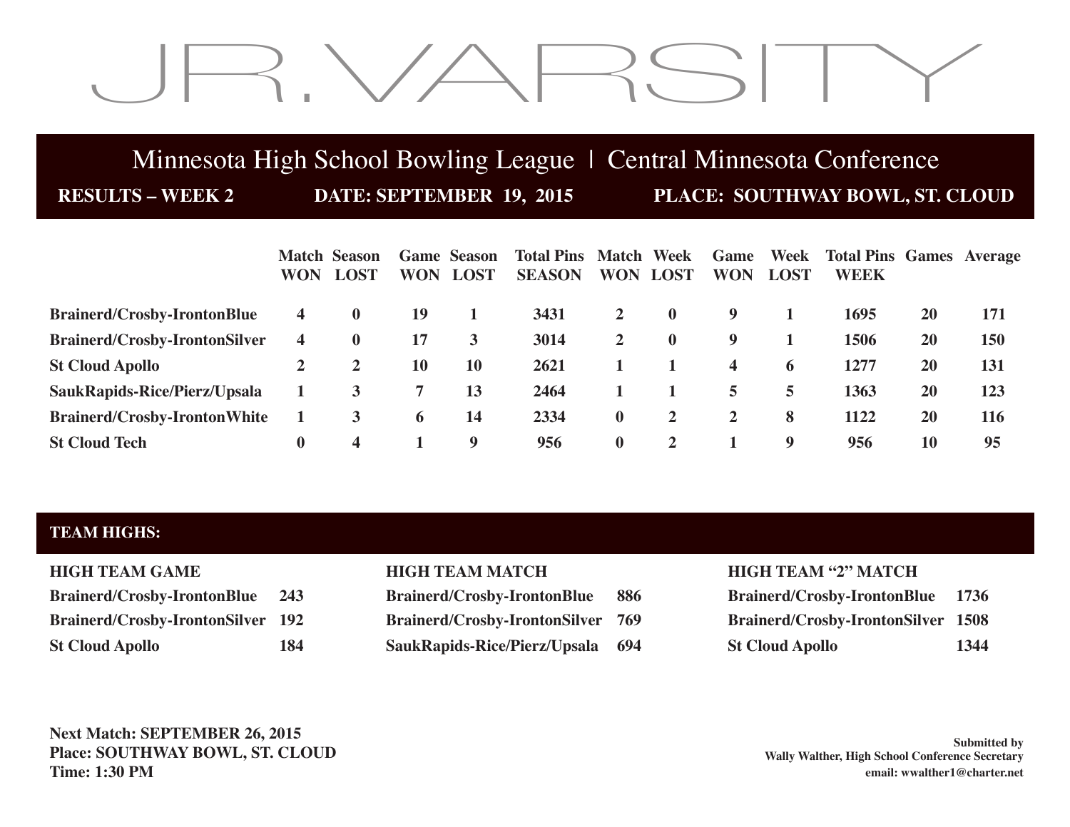# JR. VARSITY

## Minnesota High School Bowling League | Central Minnesota Conference

**RESULTS – WEEK 2** **DATE: SEPTEMBER 19, 2015** **PLACE: SOUTHWAY BOWL, ST. CLOUD**

| | Match WON | Season LOST | Game WON | Season LOST | Total Pins SEASON | Match WON | Week LOST | Game WON | Week LOST | Total Pins WEEK | Games | Average |
|---|---|---|---|---|---|---|---|---|---|---|---|---|
| **Brainerd/Crosby-IrontonBlue** | 4 | 0 | 19 | 1 | 3431 | 2 | 0 | 9 | 1 | 1695 | 20 | 171 |
| **Brainerd/Crosby-IrontonSilver** | 4 | 0 | 17 | 3 | 3014 | 2 | 0 | 9 | 1 | 1506 | 20 | 150 |
| **St Cloud Apollo** | 2 | 2 | 10 | 10 | 2621 | 1 | 1 | 4 | 6 | 1277 | 20 | 131 |
| **SaukRapids-Rice/Pierz/Upsala** | 1 | 3 | 7 | 13 | 2464 | 1 | 1 | 5 | 5 | 1363 | 20 | 123 |
| **Brainerd/Crosby-IrontonWhite** | 1 | 3 | 6 | 14 | 2334 | 0 | 2 | 2 | 8 | 1122 | 20 | 116 |
| **St Cloud Tech** | 0 | 4 | 1 | 9 | 956 | 0 | 2 | 1 | 9 | 956 | 10 | 95 |

## TEAM HIGHS:

**HIGH TEAM GAME**

| | |
|---|---|
| Brainerd/Crosby-IrontonBlue | 243 |
| Brainerd/Crosby-IrontonSilver | 192 |
| St Cloud Apollo | 184 |

**HIGH TEAM MATCH**

| | |
|---|---|
| Brainerd/Crosby-IrontonBlue | 886 |
| Brainerd/Crosby-IrontonSilver | 769 |
| SaukRapids-Rice/Pierz/Upsala | 694 |

**HIGH TEAM "2" MATCH**

| | |
|---|---|
| Brainerd/Crosby-IrontonBlue | 1736 |
| Brainerd/Crosby-IrontonSilver | 1508 |
| St Cloud Apollo | 1344 |

**Next Match: SEPTEMBER 26, 2015**
**Place: SOUTHWAY BOWL, ST. CLOUD**
**Time: 1:30 PM**

**Submitted by**
**Wally Walther, High School Conference Secretary**
**email: wwalther1@charter.net**